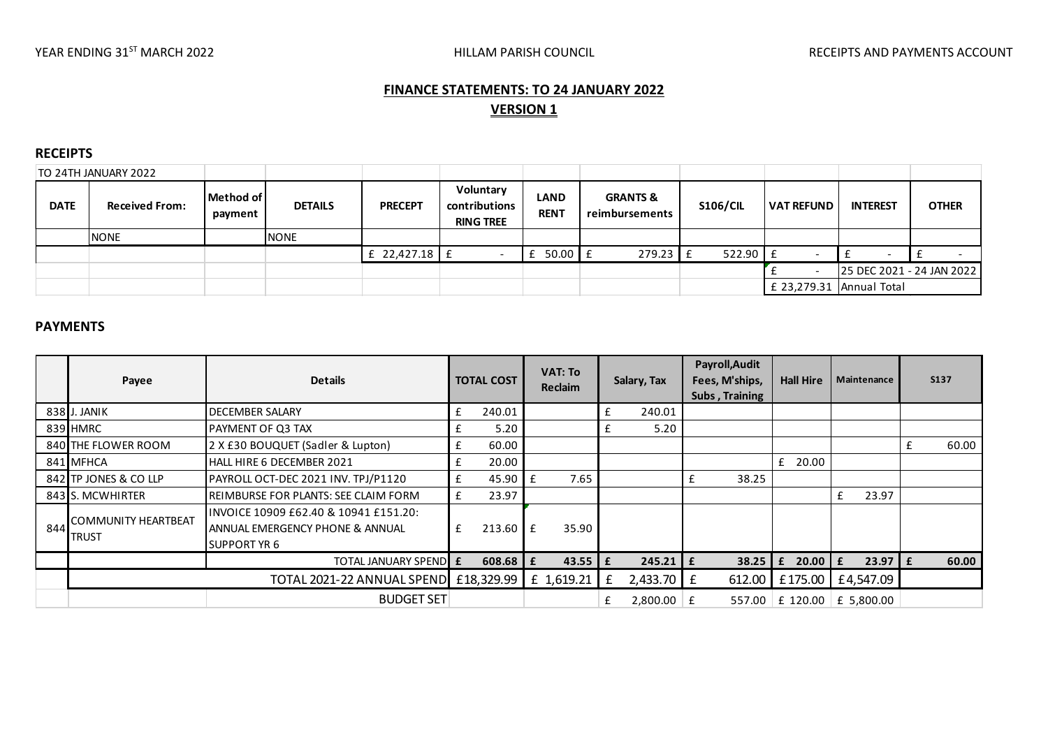YEAR ENDING 31[ST] MARCH 2022 HILLAM PARISH COUNCIL RECEIPTS AND PAYMENTS ACCOUNT

# FINANCE STATEMENTS: TO 24 JANUARY 2022

## VERSION 1

### RECEIPTS

| TO 24TH JANUARY 2022 | | | | | | | | | | | |
|---|---|---|---|---|---|---|---|---|---|---|---|
| **DATE** | **Received From:** | **Method of payment** | **DETAILS** | **PRECEPT** | **Voluntary contributions RING TREE** | **LAND RENT** | **GRANTS & reimbursements** | **S106/CIL** | **VAT REFUND** | **INTEREST** | **OTHER** |
| | NONE | | NONE | | | | | | | | |
| | | | | £ 22,427.18 | £ - | £ 50.00 | £ 279.23 | £ 522.90 | £ - | £ - | £ - |
| | | | | | | | | | £ - | 25 DEC 2021 - 24 JAN 2022 | |
| | | | | | | | | | £ 23,279.31 | Annual Total | |

### PAYMENTS

| | Payee | Details | TOTAL COST | VAT: To Reclaim | Salary, Tax | Payroll,Audit Fees, M'ships, Subs , Training | Hall Hire | Maintenance | S137 |
|---|---|---|---|---|---|---|---|---|---|
| 838 | J. JANIK | DECEMBER SALARY | £ 240.01 | | £ 240.01 | | | | |
| 839 | HMRC | PAYMENT OF Q3 TAX | £ 5.20 | | £ 5.20 | | | | |
| 840 | THE FLOWER ROOM | 2 X £30 BOUQUET (Sadler & Lupton) | £ 60.00 | | | | | | £ 60.00 |
| 841 | MFHCA | HALL HIRE 6 DECEMBER 2021 | £ 20.00 | | | | £ 20.00 | | |
| 842 | TP JONES & CO LLP | PAYROLL OCT-DEC 2021 INV. TPJ/P1120 | £ 45.90 | £ 7.65 | | £ 38.25 | | | |
| 843 | S. MCWHIRTER | REIMBURSE FOR PLANTS: SEE CLAIM FORM | £ 23.97 | | | | | £ 23.97 | |
| 844 | COMMUNITY HEARTBEAT TRUST | INVOICE 10909 £62.40 & 10941 £151.20: ANNUAL EMERGENCY PHONE & ANNUAL SUPPORT YR 6 | £ 213.60 | £ 35.90 | | | | | |
| | | **TOTAL JANUARY SPEND** | **£ 608.68** | **£ 43.55** | **£ 245.21** | **£ 38.25** | **£ 20.00** | **£ 23.97** | **£ 60.00** |
| | | TOTAL 2021-22 ANNUAL SPEND | £18,329.99 | £ 1,619.21 | £ 2,433.70 | £ 612.00 | £175.00 | £4,547.09 | |
| | | BUDGET SET | | | £ 2,800.00 | £ 557.00 | £ 120.00 | £ 5,800.00 | |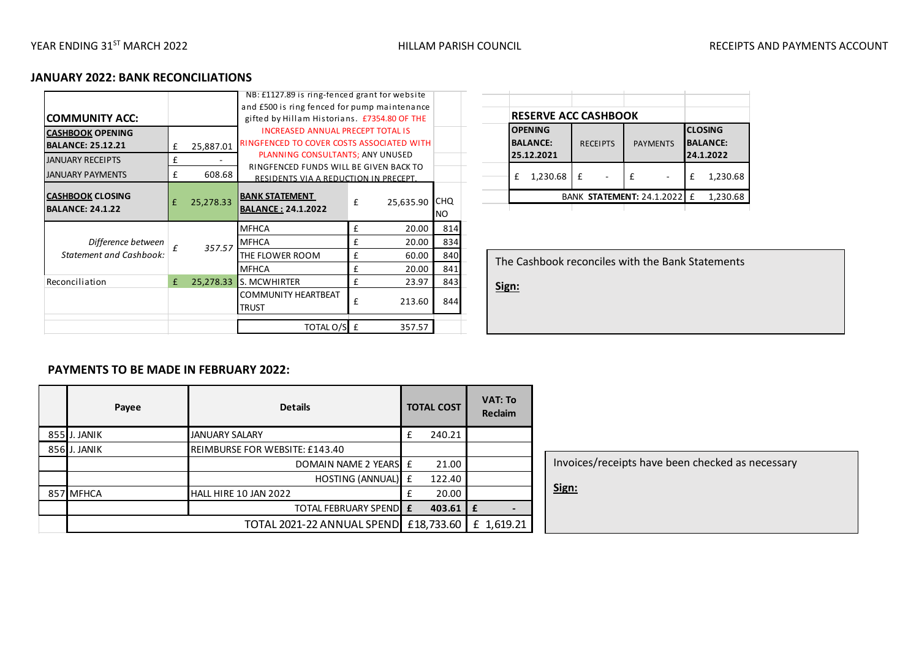YEAR ENDING 31ST MARCH 2022 — HILLAM PARISH COUNCIL — RECEIPTS AND PAYMENTS ACCOUNT

## JANUARY 2022: BANK RECONCILIATIONS

**COMMUNITY ACC:**

NB: £1127.89 is ring-fenced grant for website and £500 is ring fenced for pump maintenance gifted by Hillam Historians. £7354.80 OF THE INCREASED ANNUAL PRECEPT TOTAL IS RINGFENCED TO COVER COSTS ASSOCIATED WITH PLANNING CONSULTANTS; ANY UNUSED RINGFENCED FUNDS WILL BE GIVEN BACK TO RESIDENTS VIA A REDUCTION IN PRECEPT.

| | | | | |
|---|---|---|---|---|
| **CASHBOOK OPENING BALANCE: 25.12.21** | £ 25,887.01 | | | |
| JANUARY RECEIPTS | £ - | | | |
| JANUARY PAYMENTS | £ 608.68 | | | |
| **CASHBOOK CLOSING BALANCE: 24.1.22** | £ 25,278.33 | **BANK STATEMENT BALANCE : 24.1.2022** | £ 25,635.90 | CHQ NO |
| *Difference between Statement and Cashbook:* | *£ 357.57* | MFHCA | £ 20.00 | 814 |
| | | MFHCA | £ 20.00 | 834 |
| | | THE FLOWER ROOM | £ 60.00 | 840 |
| | | MFHCA | £ 20.00 | 841 |
| Reconciliation | £ 25,278.33 | S. MCWHIRTER | £ 23.97 | 843 |
| | | COMMUNITY HEARTBEAT TRUST | £ 213.60 | 844 |
| | | TOTAL O/S | £ 357.57 | |

**RESERVE ACC CASHBOOK**

| OPENING BALANCE: 25.12.2021 | RECEIPTS | PAYMENTS | CLOSING BALANCE: 24.1.2022 |
|---|---|---|---|
| £ 1,230.68 | £ - | £ - | £ 1,230.68 |
| | | BANK STATEMENT: 24.1.2022 | £ 1,230.68 |

The Cashbook reconciles with the Bank Statements

**Sign:**

## PAYMENTS TO BE MADE IN FEBRUARY 2022:

| | Payee | Details | TOTAL COST | VAT: To Reclaim |
|---|---|---|---|---|
| 855 | J. JANIK | JANUARY SALARY | £ 240.21 | |
| 856 | J. JANIK | REIMBURSE FOR WEBSITE: £143.40 | | |
| | | DOMAIN NAME 2 YEARS | £ 21.00 | |
| | | HOSTING (ANNUAL) | £ 122.40 | |
| 857 | MFHCA | HALL HIRE 10 JAN 2022 | £ 20.00 | |
| | | TOTAL FEBRUARY SPEND | **£ 403.61** | **£ -** |
| | | TOTAL 2021-22 ANNUAL SPEND | £18,733.60 | £ 1,619.21 |

Invoices/receipts have been checked as necessary

**Sign:**